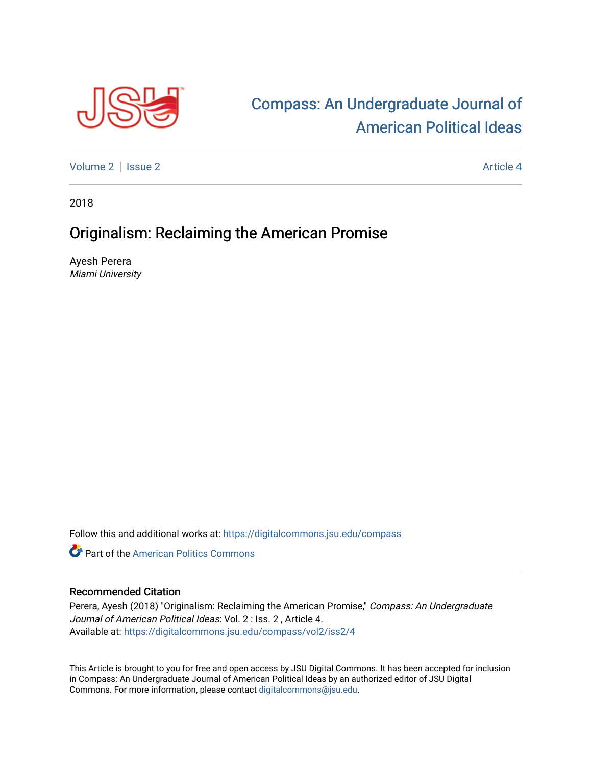Compass: An Undergraduate Journal of American Political Ideas

Volume 2 | Issue 2 | Article 4

2018

# Originalism: Reclaiming the American Promise

Ayesh Perera
*Miami University*

Follow this and additional works at: https://digitalcommons.jsu.edu/compass

Part of the American Politics Commons

## Recommended Citation

Perera, Ayesh (2018) "Originalism: Reclaiming the American Promise," *Compass: An Undergraduate Journal of American Political Ideas*: Vol. 2 : Iss. 2 , Article 4.
Available at: https://digitalcommons.jsu.edu/compass/vol2/iss2/4

This Article is brought to you for free and open access by JSU Digital Commons. It has been accepted for inclusion in Compass: An Undergraduate Journal of American Political Ideas by an authorized editor of JSU Digital Commons. For more information, please contact digitalcommons@jsu.edu.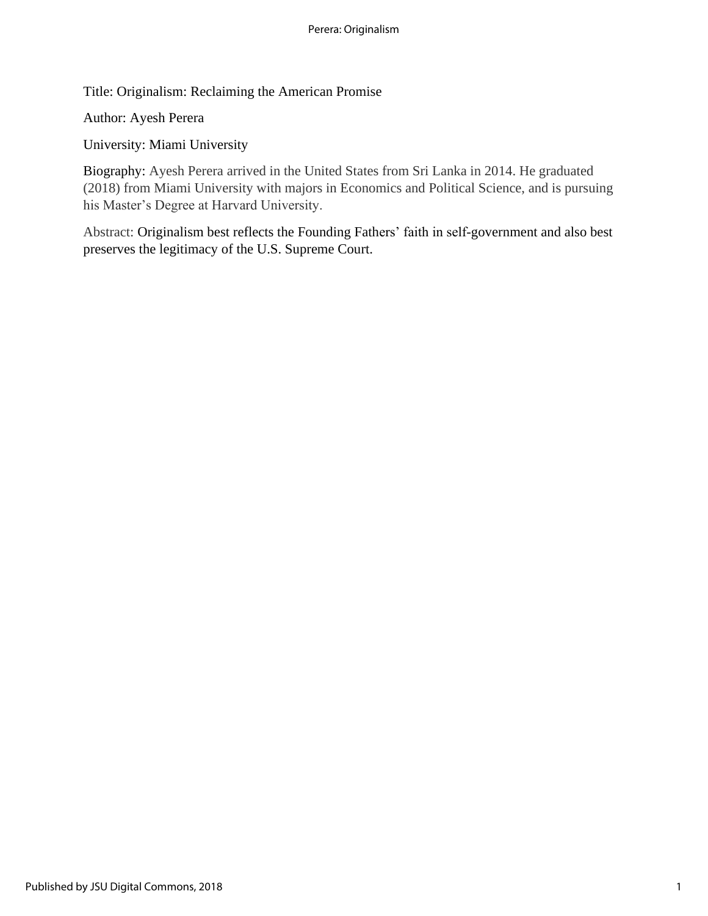Title: Originalism: Reclaiming the American Promise

Author: Ayesh Perera

University: Miami University

Biography: Ayesh Perera arrived in the United States from Sri Lanka in 2014. He graduated (2018) from Miami University with majors in Economics and Political Science, and is pursuing his Master's Degree at Harvard University.

Abstract: Originalism best reflects the Founding Fathers' faith in self-government and also best preserves the legitimacy of the U.S. Supreme Court.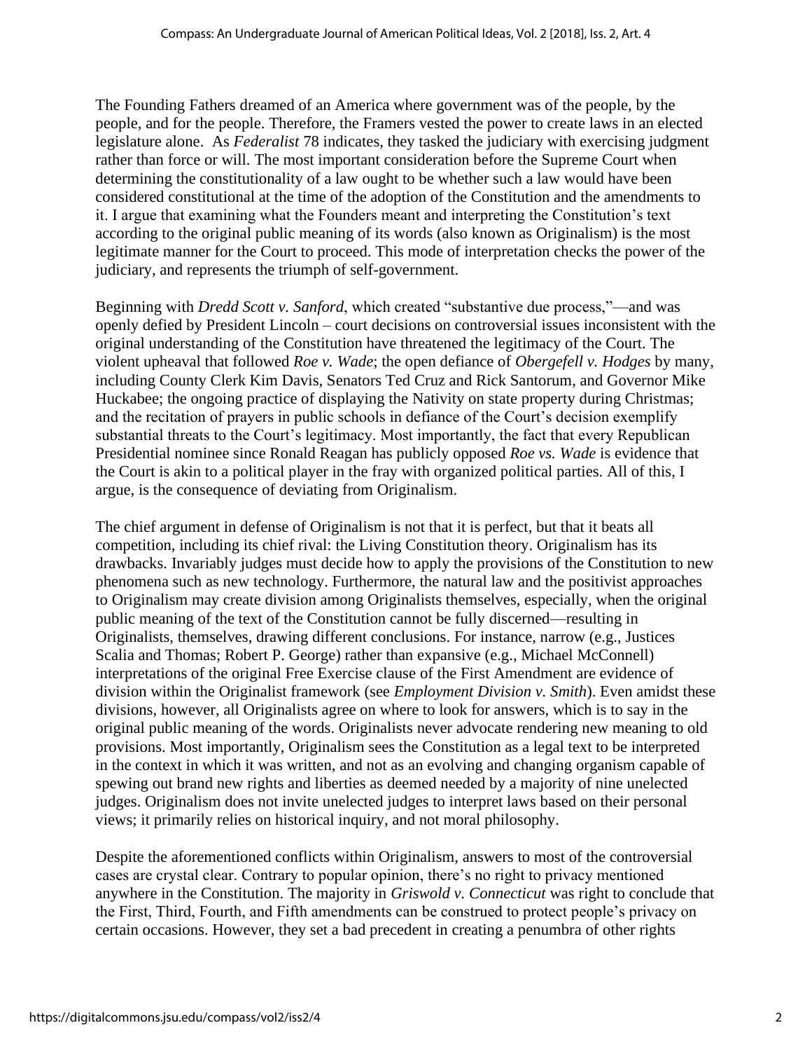The Founding Fathers dreamed of an America where government was of the people, by the people, and for the people. Therefore, the Framers vested the power to create laws in an elected legislature alone. As *Federalist* 78 indicates, they tasked the judiciary with exercising judgment rather than force or will. The most important consideration before the Supreme Court when determining the constitutionality of a law ought to be whether such a law would have been considered constitutional at the time of the adoption of the Constitution and the amendments to it. I argue that examining what the Founders meant and interpreting the Constitution's text according to the original public meaning of its words (also known as Originalism) is the most legitimate manner for the Court to proceed. This mode of interpretation checks the power of the judiciary, and represents the triumph of self-government.

Beginning with *Dredd Scott v. Sanford*, which created "substantive due process,"—and was openly defied by President Lincoln – court decisions on controversial issues inconsistent with the original understanding of the Constitution have threatened the legitimacy of the Court. The violent upheaval that followed *Roe v. Wade*; the open defiance of *Obergefell v. Hodges* by many, including County Clerk Kim Davis, Senators Ted Cruz and Rick Santorum, and Governor Mike Huckabee; the ongoing practice of displaying the Nativity on state property during Christmas; and the recitation of prayers in public schools in defiance of the Court's decision exemplify substantial threats to the Court's legitimacy. Most importantly, the fact that every Republican Presidential nominee since Ronald Reagan has publicly opposed *Roe vs. Wade* is evidence that the Court is akin to a political player in the fray with organized political parties. All of this, I argue, is the consequence of deviating from Originalism.

The chief argument in defense of Originalism is not that it is perfect, but that it beats all competition, including its chief rival: the Living Constitution theory. Originalism has its drawbacks. Invariably judges must decide how to apply the provisions of the Constitution to new phenomena such as new technology. Furthermore, the natural law and the positivist approaches to Originalism may create division among Originalists themselves, especially, when the original public meaning of the text of the Constitution cannot be fully discerned—resulting in Originalists, themselves, drawing different conclusions. For instance, narrow (e.g., Justices Scalia and Thomas; Robert P. George) rather than expansive (e.g., Michael McConnell) interpretations of the original Free Exercise clause of the First Amendment are evidence of division within the Originalist framework (see *Employment Division v. Smith*). Even amidst these divisions, however, all Originalists agree on where to look for answers, which is to say in the original public meaning of the words. Originalists never advocate rendering new meaning to old provisions. Most importantly, Originalism sees the Constitution as a legal text to be interpreted in the context in which it was written, and not as an evolving and changing organism capable of spewing out brand new rights and liberties as deemed needed by a majority of nine unelected judges. Originalism does not invite unelected judges to interpret laws based on their personal views; it primarily relies on historical inquiry, and not moral philosophy.

Despite the aforementioned conflicts within Originalism, answers to most of the controversial cases are crystal clear. Contrary to popular opinion, there's no right to privacy mentioned anywhere in the Constitution. The majority in *Griswold v. Connecticut* was right to conclude that the First, Third, Fourth, and Fifth amendments can be construed to protect people's privacy on certain occasions. However, they set a bad precedent in creating a penumbra of other rights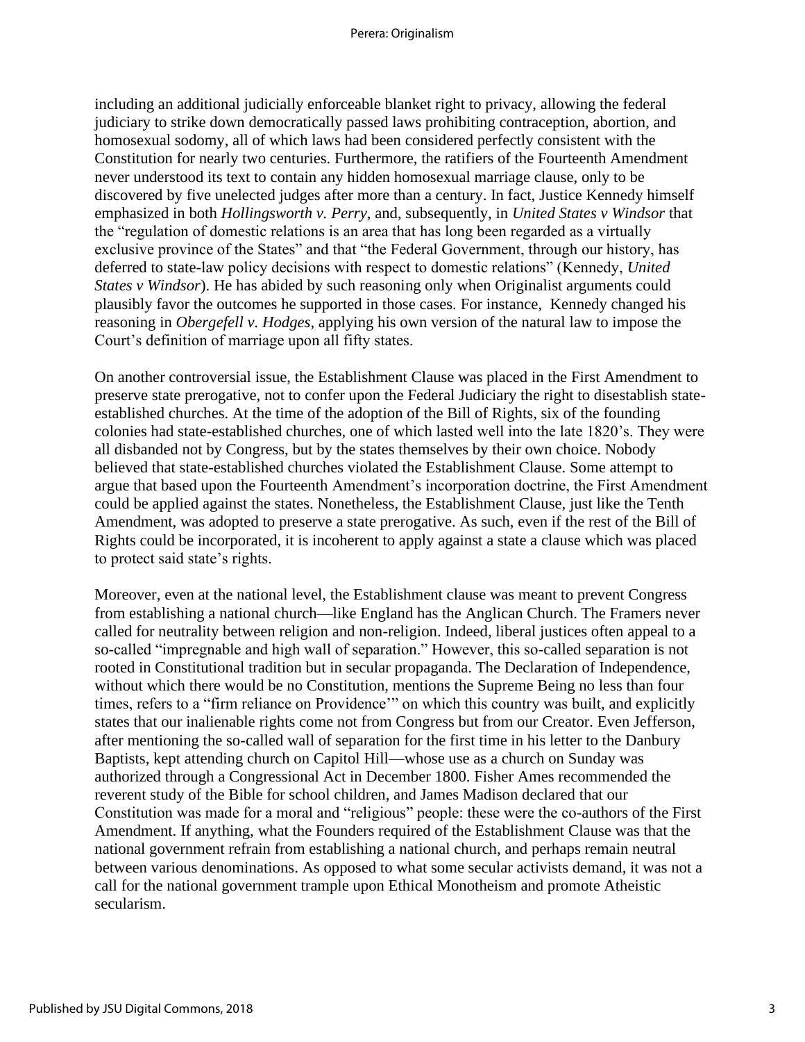including an additional judicially enforceable blanket right to privacy, allowing the federal judiciary to strike down democratically passed laws prohibiting contraception, abortion, and homosexual sodomy, all of which laws had been considered perfectly consistent with the Constitution for nearly two centuries. Furthermore, the ratifiers of the Fourteenth Amendment never understood its text to contain any hidden homosexual marriage clause, only to be discovered by five unelected judges after more than a century. In fact, Justice Kennedy himself emphasized in both *Hollingsworth v. Perry*, and, subsequently, in *United States v Windsor* that the "regulation of domestic relations is an area that has long been regarded as a virtually exclusive province of the States" and that "the Federal Government, through our history, has deferred to state-law policy decisions with respect to domestic relations" (Kennedy, *United States v Windsor*). He has abided by such reasoning only when Originalist arguments could plausibly favor the outcomes he supported in those cases. For instance, Kennedy changed his reasoning in *Obergefell v. Hodges*, applying his own version of the natural law to impose the Court's definition of marriage upon all fifty states.

On another controversial issue, the Establishment Clause was placed in the First Amendment to preserve state prerogative, not to confer upon the Federal Judiciary the right to disestablish state-established churches. At the time of the adoption of the Bill of Rights, six of the founding colonies had state-established churches, one of which lasted well into the late 1820's. They were all disbanded not by Congress, but by the states themselves by their own choice. Nobody believed that state-established churches violated the Establishment Clause. Some attempt to argue that based upon the Fourteenth Amendment's incorporation doctrine, the First Amendment could be applied against the states. Nonetheless, the Establishment Clause, just like the Tenth Amendment, was adopted to preserve a state prerogative. As such, even if the rest of the Bill of Rights could be incorporated, it is incoherent to apply against a state a clause which was placed to protect said state's rights.

Moreover, even at the national level, the Establishment clause was meant to prevent Congress from establishing a national church—like England has the Anglican Church. The Framers never called for neutrality between religion and non-religion. Indeed, liberal justices often appeal to a so-called "impregnable and high wall of separation." However, this so-called separation is not rooted in Constitutional tradition but in secular propaganda. The Declaration of Independence, without which there would be no Constitution, mentions the Supreme Being no less than four times, refers to a "firm reliance on Providence'" on which this country was built, and explicitly states that our inalienable rights come not from Congress but from our Creator. Even Jefferson, after mentioning the so-called wall of separation for the first time in his letter to the Danbury Baptists, kept attending church on Capitol Hill—whose use as a church on Sunday was authorized through a Congressional Act in December 1800. Fisher Ames recommended the reverent study of the Bible for school children, and James Madison declared that our Constitution was made for a moral and "religious" people: these were the co-authors of the First Amendment. If anything, what the Founders required of the Establishment Clause was that the national government refrain from establishing a national church, and perhaps remain neutral between various denominations. As opposed to what some secular activists demand, it was not a call for the national government trample upon Ethical Monotheism and promote Atheistic secularism.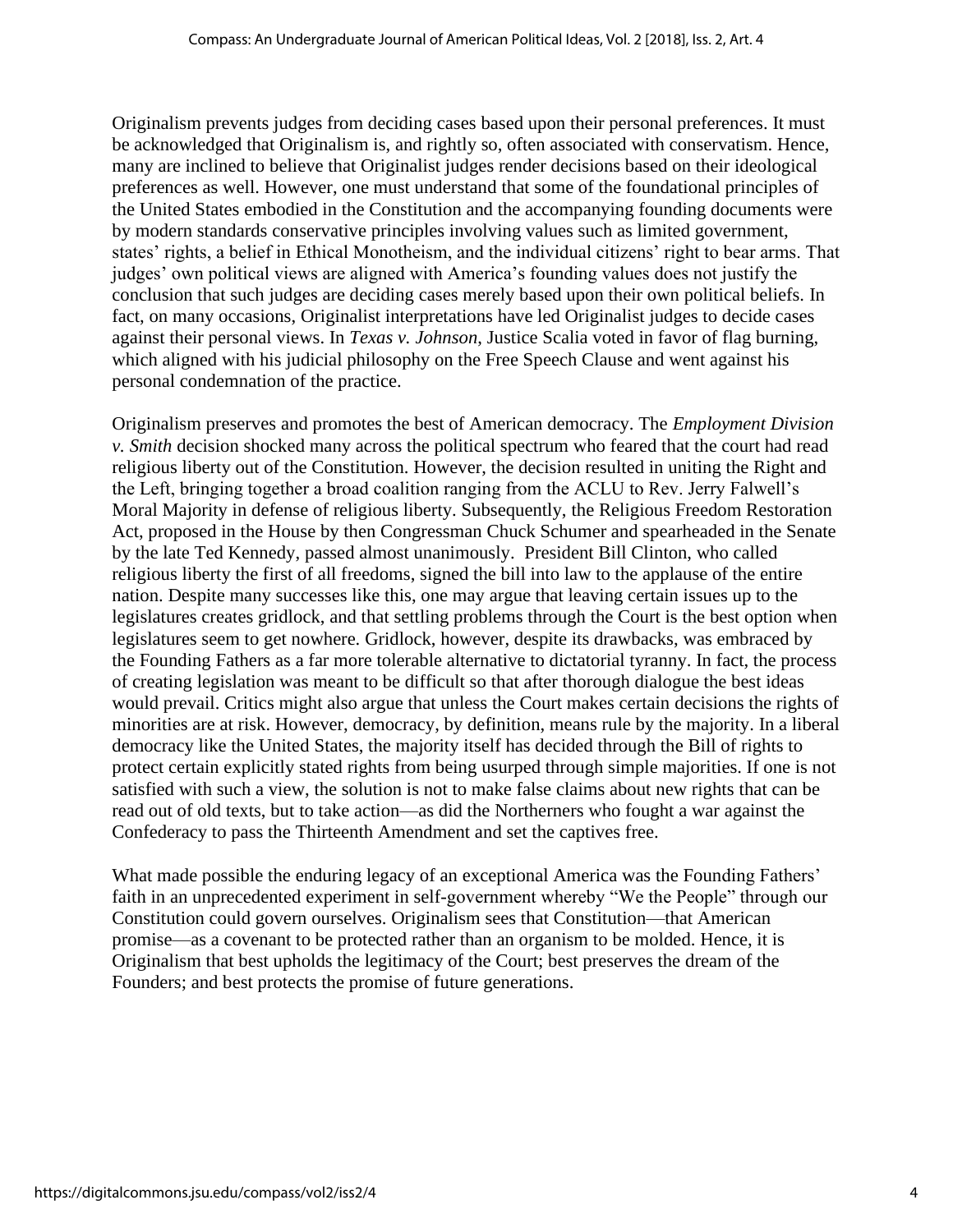Originalism prevents judges from deciding cases based upon their personal preferences. It must be acknowledged that Originalism is, and rightly so, often associated with conservatism. Hence, many are inclined to believe that Originalist judges render decisions based on their ideological preferences as well. However, one must understand that some of the foundational principles of the United States embodied in the Constitution and the accompanying founding documents were by modern standards conservative principles involving values such as limited government, states' rights, a belief in Ethical Monotheism, and the individual citizens' right to bear arms. That judges' own political views are aligned with America's founding values does not justify the conclusion that such judges are deciding cases merely based upon their own political beliefs. In fact, on many occasions, Originalist interpretations have led Originalist judges to decide cases against their personal views. In *Texas v. Johnson*, Justice Scalia voted in favor of flag burning, which aligned with his judicial philosophy on the Free Speech Clause and went against his personal condemnation of the practice.

Originalism preserves and promotes the best of American democracy. The *Employment Division v. Smith* decision shocked many across the political spectrum who feared that the court had read religious liberty out of the Constitution. However, the decision resulted in uniting the Right and the Left, bringing together a broad coalition ranging from the ACLU to Rev. Jerry Falwell's Moral Majority in defense of religious liberty. Subsequently, the Religious Freedom Restoration Act, proposed in the House by then Congressman Chuck Schumer and spearheaded in the Senate by the late Ted Kennedy, passed almost unanimously. President Bill Clinton, who called religious liberty the first of all freedoms, signed the bill into law to the applause of the entire nation. Despite many successes like this, one may argue that leaving certain issues up to the legislatures creates gridlock, and that settling problems through the Court is the best option when legislatures seem to get nowhere. Gridlock, however, despite its drawbacks, was embraced by the Founding Fathers as a far more tolerable alternative to dictatorial tyranny. In fact, the process of creating legislation was meant to be difficult so that after thorough dialogue the best ideas would prevail. Critics might also argue that unless the Court makes certain decisions the rights of minorities are at risk. However, democracy, by definition, means rule by the majority. In a liberal democracy like the United States, the majority itself has decided through the Bill of rights to protect certain explicitly stated rights from being usurped through simple majorities. If one is not satisfied with such a view, the solution is not to make false claims about new rights that can be read out of old texts, but to take action—as did the Northerners who fought a war against the Confederacy to pass the Thirteenth Amendment and set the captives free.

What made possible the enduring legacy of an exceptional America was the Founding Fathers' faith in an unprecedented experiment in self-government whereby "We the People" through our Constitution could govern ourselves. Originalism sees that Constitution—that American promise—as a covenant to be protected rather than an organism to be molded. Hence, it is Originalism that best upholds the legitimacy of the Court; best preserves the dream of the Founders; and best protects the promise of future generations.